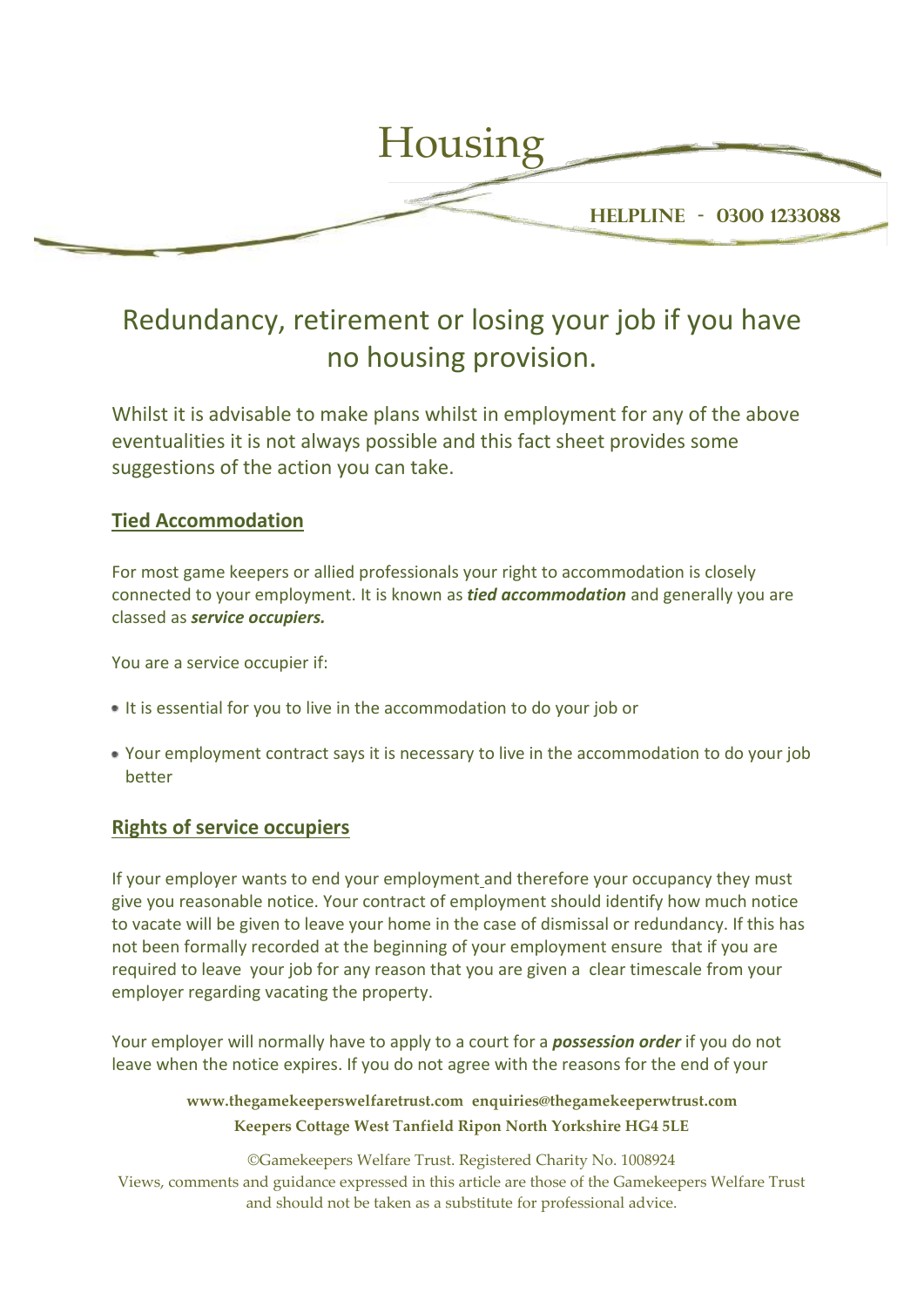# Housing

**HELPLINE - 0300 1233088**

## Redundancy, retirement or losing your job if you have no housing provision.

Whilst it is advisable to make plans whilst in employment for any of the above eventualities it is not always possible and this fact sheet provides some suggestions of the action you can take.

### Tied Accommodation

For most game keepers or allied professionals your right to accommodation is closely connected to your employment. It is known as ***tied accommodation*** and generally you are classed as ***service occupiers.***

You are a service occupier if:

- It is essential for you to live in the accommodation to do your job or
- Your employment contract says it is necessary to live in the accommodation to do your job better

### Rights of service occupiers

If your employer wants to end your employment and therefore your occupancy they must give you reasonable notice. Your contract of employment should identify how much notice to vacate will be given to leave your home in the case of dismissal or redundancy. If this has not been formally recorded at the beginning of your employment ensure that if you are required to leave your job for any reason that you are given a clear timescale from your employer regarding vacating the property.

Your employer will normally have to apply to a court for a ***possession order*** if you do not leave when the notice expires. If you do not agree with the reasons for the end of your

**www.thegamekeeperswelfaretrust.com enquiries@thegamekeeperwtrust.com**
**Keepers Cottage West Tanfield Ripon North Yorkshire HG4 5LE**

©Gamekeepers Welfare Trust. Registered Charity No. 1008924
Views, comments and guidance expressed in this article are those of the Gamekeepers Welfare Trust and should not be taken as a substitute for professional advice.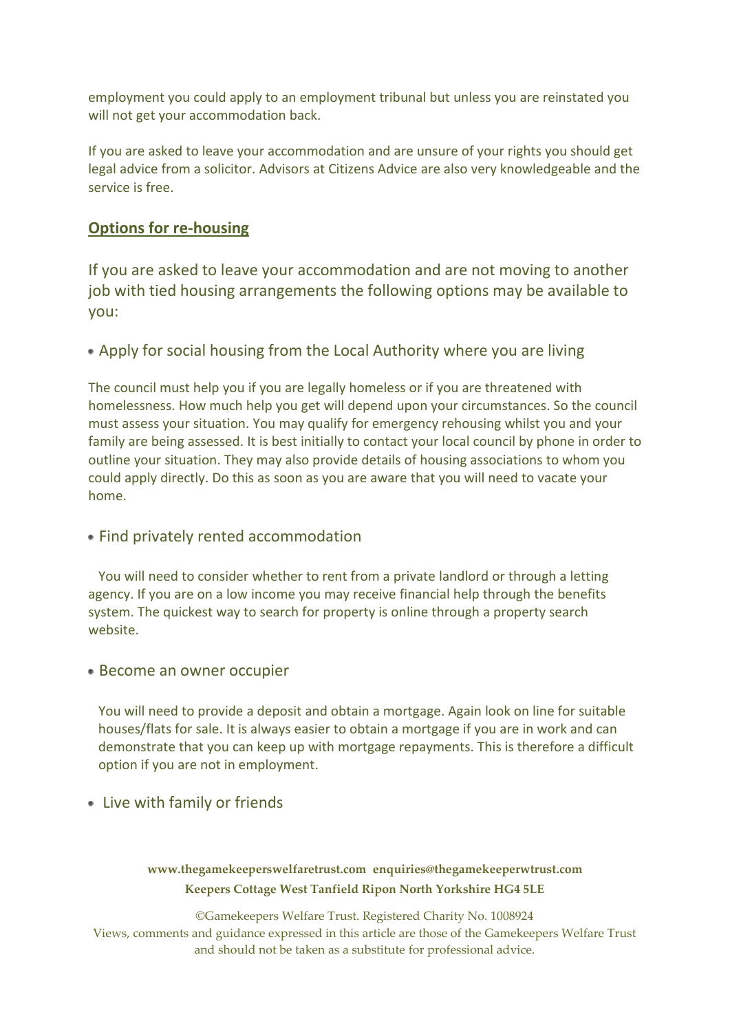employment you could apply to an employment tribunal but unless you are reinstated you will not get your accommodation back.

If you are asked to leave your accommodation and are unsure of your rights you should get legal advice from a solicitor. Advisors at Citizens Advice are also very knowledgeable and the service is free.

## Options for re-housing

If you are asked to leave your accommodation and are not moving to another job with tied housing arrangements the following options may be available to you:

- Apply for social housing from the Local Authority where you are living

The council must help you if you are legally homeless or if you are threatened with homelessness. How much help you get will depend upon your circumstances. So the council must assess your situation. You may qualify for emergency rehousing whilst you and your family are being assessed. It is best initially to contact your local council by phone in order to outline your situation. They may also provide details of housing associations to whom you could apply directly. Do this as soon as you are aware that you will need to vacate your home.

- Find privately rented accommodation

You will need to consider whether to rent from a private landlord or through a letting agency. If you are on a low income you may receive financial help through the benefits system. The quickest way to search for property is online through a property search website.

- Become an owner occupier

You will need to provide a deposit and obtain a mortgage. Again look on line for suitable houses/flats for sale. It is always easier to obtain a mortgage if you are in work and can demonstrate that you can keep up with mortgage repayments. This is therefore a difficult option if you are not in employment.

- Live with family or friends

**www.thegamekeeperswelfaretrust.com enquiries@thegamekeeperwtrust.com**
**Keepers Cottage West Tanfield Ripon North Yorkshire HG4 5LE**

©Gamekeepers Welfare Trust. Registered Charity No. 1008924
Views, comments and guidance expressed in this article are those of the Gamekeepers Welfare Trust and should not be taken as a substitute for professional advice.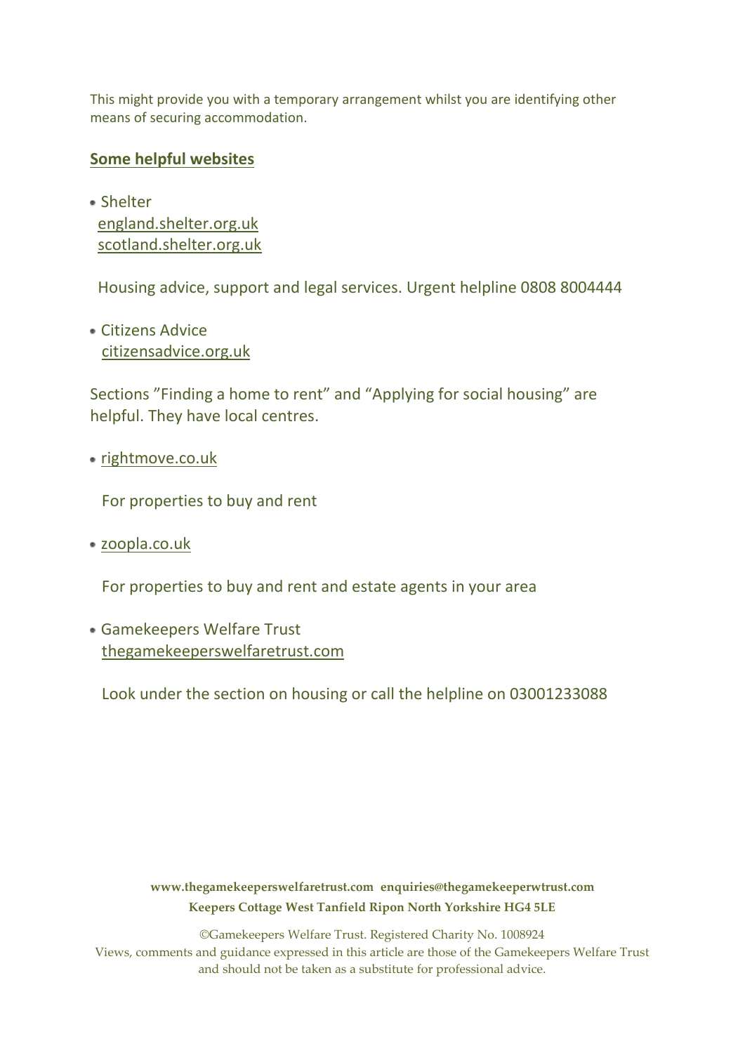This might provide you with a temporary arrangement whilst you are identifying other means of securing accommodation.

## Some helpful websites

- Shelter
  england.shelter.org.uk
  scotland.shelter.org.uk

  Housing advice, support and legal services. Urgent helpline 0808 8004444

- Citizens Advice
  citizensadvice.org.uk

Sections "Finding a home to rent" and "Applying for social housing" are helpful. They have local centres.

- rightmove.co.uk

  For properties to buy and rent

- zoopla.co.uk

  For properties to buy and rent and estate agents in your area

- Gamekeepers Welfare Trust
  thegamekeeperswelfaretrust.com

  Look under the section on housing or call the helpline on 03001233088

**www.thegamekeeperswelfaretrust.com enquiries@thegamekeeperwtrust.com**
**Keepers Cottage West Tanfield Ripon North Yorkshire HG4 5LE**

©Gamekeepers Welfare Trust. Registered Charity No. 1008924
Views, comments and guidance expressed in this article are those of the Gamekeepers Welfare Trust and should not be taken as a substitute for professional advice.